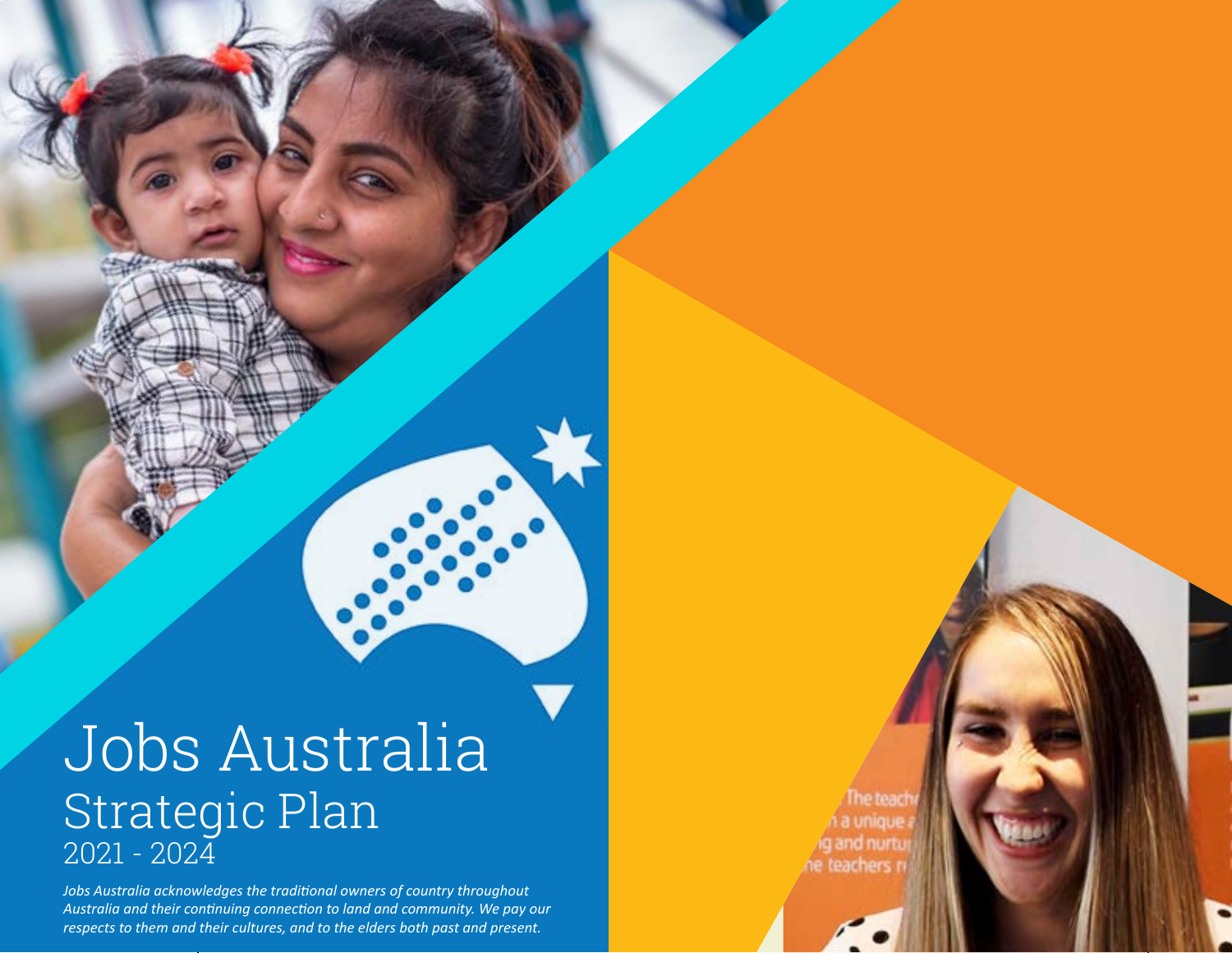# Jobs Australia

## Strategic Plan

2021 - 2024

*Jobs Australia acknowledges the traditional owners of country throughout Australia and their continuing connection to land and community. We pay our respects to them and their cultures, and to the elders both past and present.*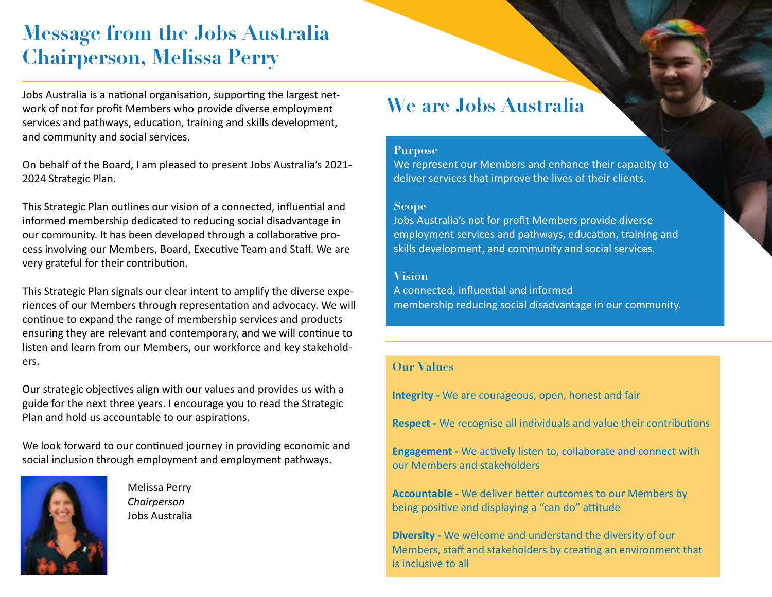# Message from the Jobs Australia Chairperson, Melissa Perry

Jobs Australia is a national organisation, supporting the largest network of not for profit Members who provide diverse employment services and pathways, education, training and skills development, and community and social services.

On behalf of the Board, I am pleased to present Jobs Australia's 2021-2024 Strategic Plan.

This Strategic Plan outlines our vision of a connected, influential and informed membership dedicated to reducing social disadvantage in our community. It has been developed through a collaborative process involving our Members, Board, Executive Team and Staff. We are very grateful for their contribution.

This Strategic Plan signals our clear intent to amplify the diverse experiences of our Members through representation and advocacy. We will continue to expand the range of membership services and products ensuring they are relevant and contemporary, and we will continue to listen and learn from our Members, our workforce and key stakeholders.

Our strategic objectives align with our values and provides us with a guide for the next three years. I encourage you to read the Strategic Plan and hold us accountable to our aspirations.

We look forward to our continued journey in providing economic and social inclusion through employment and employment pathways.

Melissa Perry
*Chairperson*
Jobs Australia

# We are Jobs Australia

**Purpose**
We represent our Members and enhance their capacity to deliver services that improve the lives of their clients.

**Scope**
Jobs Australia's not for profit Members provide diverse employment services and pathways, education, training and skills development, and community and social services.

**Vision**
A connected, influential and informed membership reducing social disadvantage in our community.

## Our Values

**Integrity -** We are courageous, open, honest and fair

**Respect -** We recognise all individuals and value their contributions

**Engagement -** We actively listen to, collaborate and connect with our Members and stakeholders

**Accountable -** We deliver better outcomes to our Members by being positive and displaying a "can do" attitude

**Diversity -** We welcome and understand the diversity of our Members, staff and stakeholders by creating an environment that is inclusive to all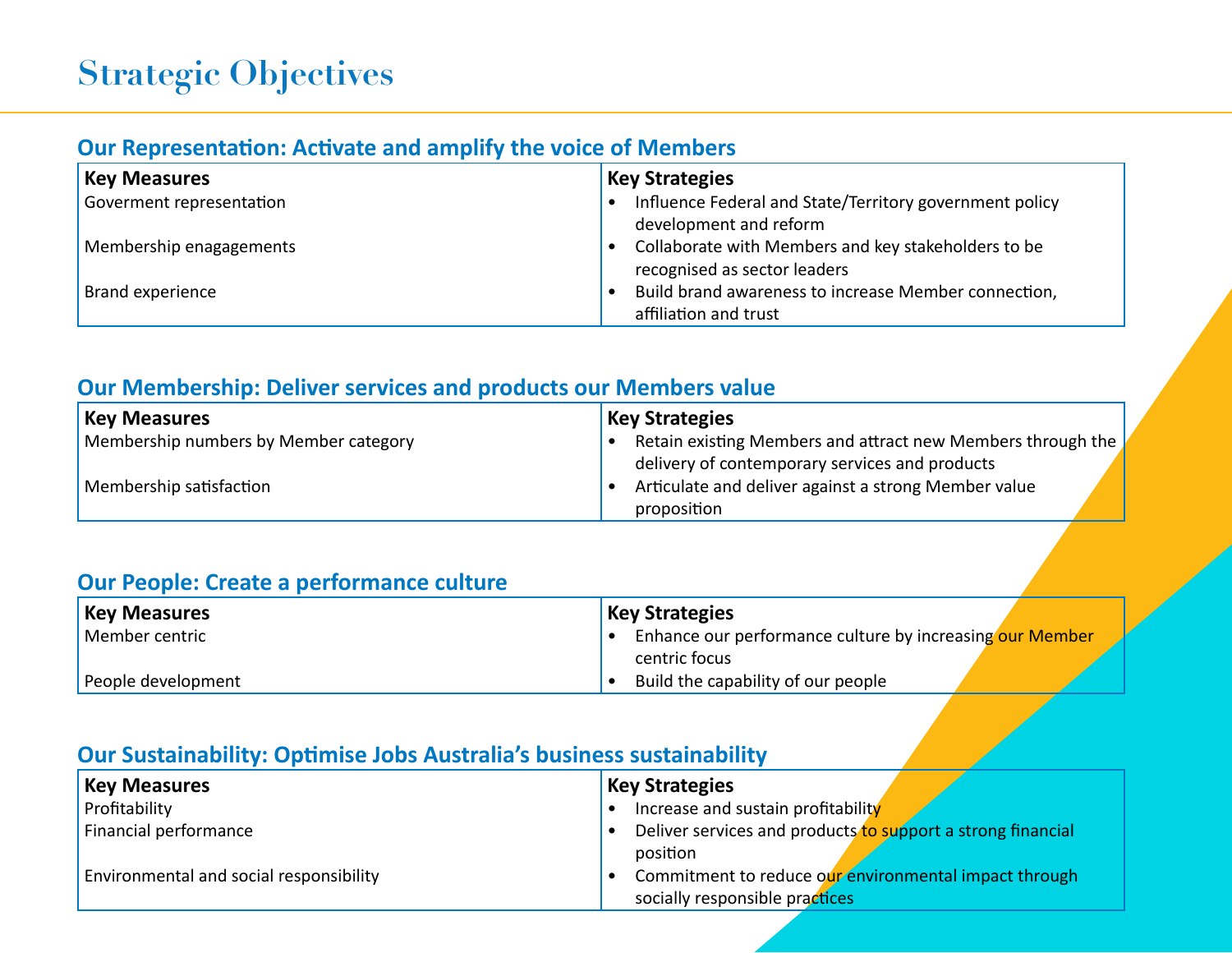# Strategic Objectives

## Our Representation: Activate and amplify the voice of Members

| Key Measures | Key Strategies |
|---|---|
| Goverment representation | • Influence Federal and State/Territory government policy development and reform |
| Membership enagagements | • Collaborate with Members and key stakeholders to be recognised as sector leaders |
| Brand experience | • Build brand awareness to increase Member connection, affiliation and trust |

## Our Membership: Deliver services and products our Members value

| Key Measures | Key Strategies |
|---|---|
| Membership numbers by Member category | • Retain existing Members and attract new Members through the delivery of contemporary services and products |
| Membership satisfaction | • Articulate and deliver against a strong Member value proposition |

## Our People: Create a performance culture

| Key Measures | Key Strategies |
|---|---|
| Member centric | • Enhance our performance culture by increasing our Member centric focus |
| People development | • Build the capability of our people |

## Our Sustainability: Optimise Jobs Australia's business sustainability

| Key Measures | Key Strategies |
|---|---|
| Profitability | • Increase and sustain profitability |
| Financial performance | • Deliver services and products to support a strong financial position |
| Environmental and social responsibility | • Commitment to reduce our environmental impact through socially responsible practices |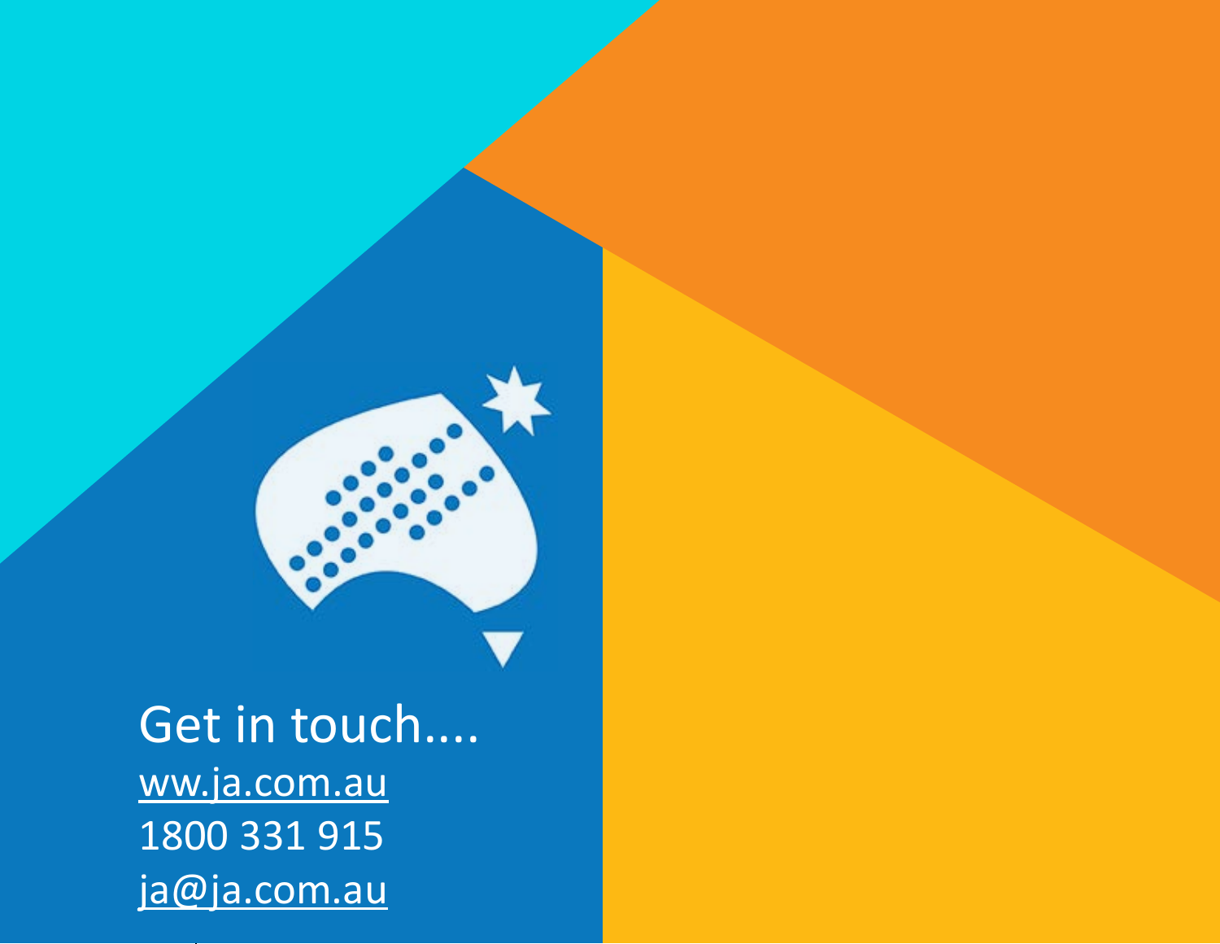Get in touch....

ww.ja.com.au

1800 331 915

ja@ja.com.au